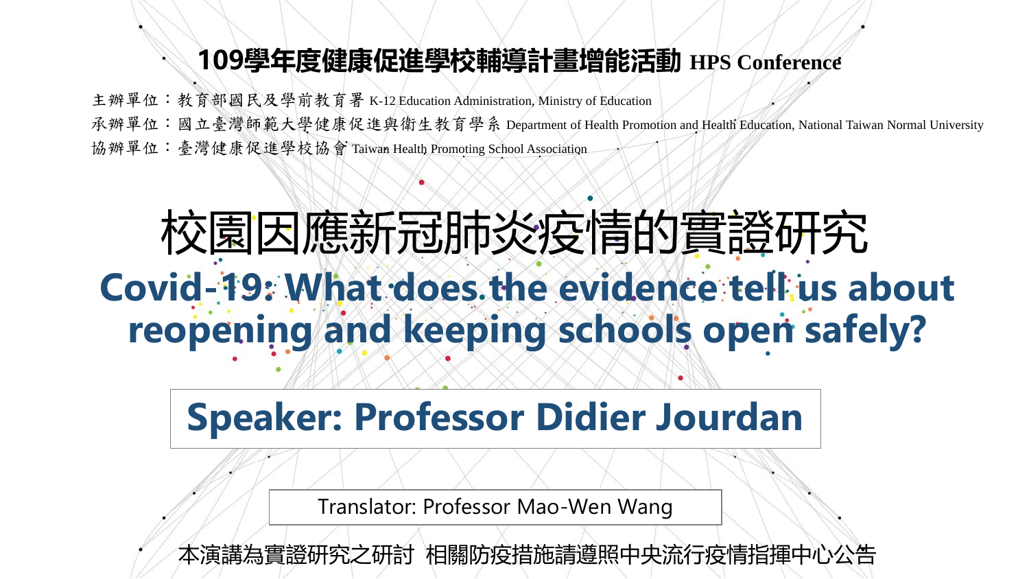# 109學年度健康促進學校輔導計畫增能活動 HPS Conference

主辦單位：教育部國民及學前教育署 K-12 Education Administration, Ministry of Education

承辦單位：國立臺灣師範大學健康促進與衛生教育學系 Department of Health Promotion and Health Education, National Taiwan Normal University

協辦單位：臺灣健康促進學校協會 Taiwan Health Promoting School Association

# 校園因應新冠肺炎疫情的實證研究

# Covid-19: What does the evidence tell us about reopening and keeping schools open safely?

## Speaker: Professor Didier Jourdan

Translator: Professor Mao-Wen Wang

本演講為實證研究之研討 相關防疫措施請遵照中央流行疫情指揮中心公告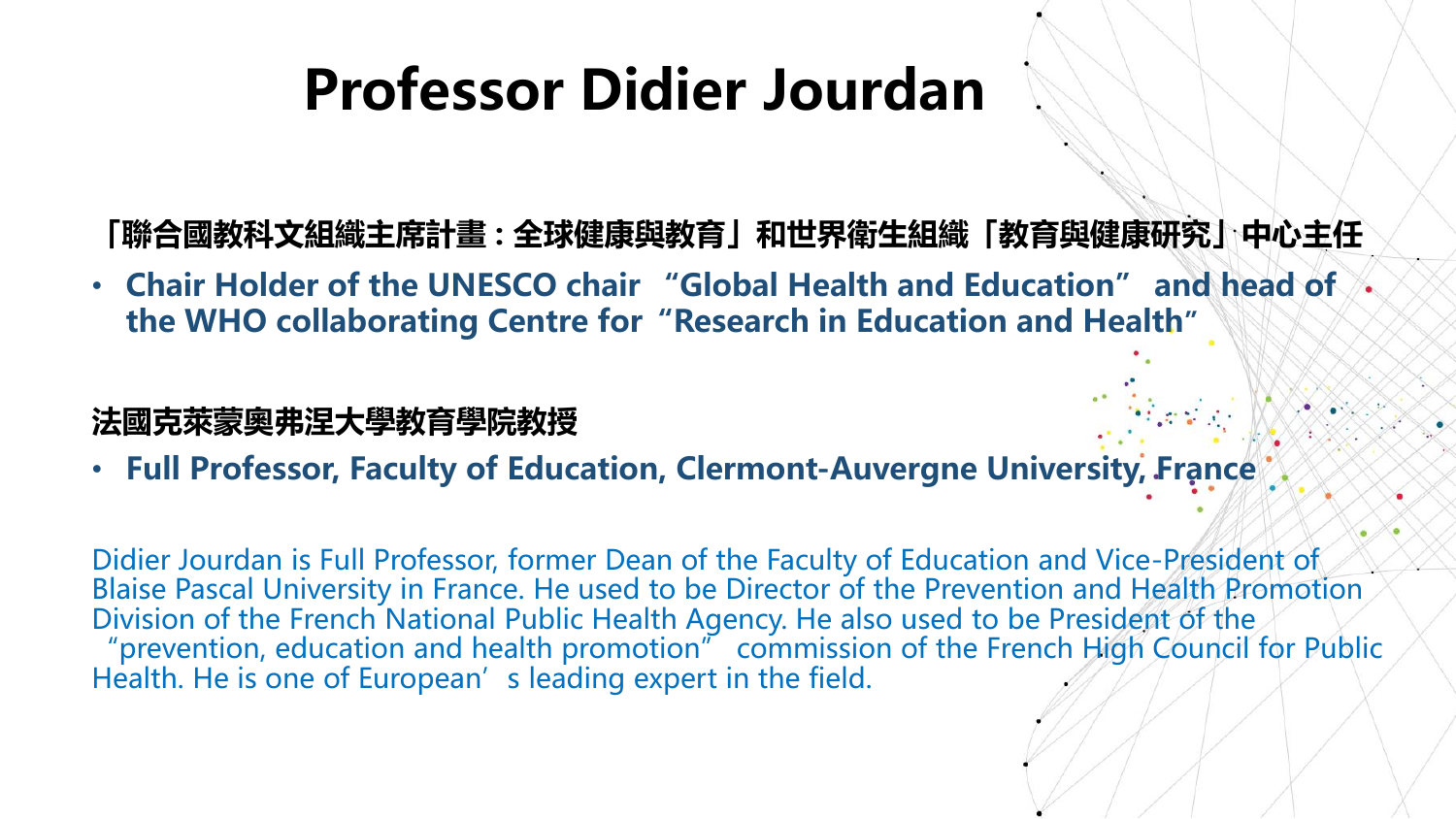# Professor Didier Jourdan

**「聯合國教科文組織主席計畫：全球健康與教育」和世界衛生組織「教育與健康研究」中心主任**

- **Chair Holder of the UNESCO chair "Global Health and Education" and head of the WHO collaborating Centre for "Research in Education and Health"**

**法國克萊蒙奧弗涅大學教育學院教授**

- **Full Professor, Faculty of Education, Clermont-Auvergne University, France**

Didier Jourdan is Full Professor, former Dean of the Faculty of Education and Vice-President of Blaise Pascal University in France. He used to be Director of the Prevention and Health Promotion Division of the French National Public Health Agency. He also used to be President of the "prevention, education and health promotion" commission of the French High Council for Public Health. He is one of European's leading expert in the field.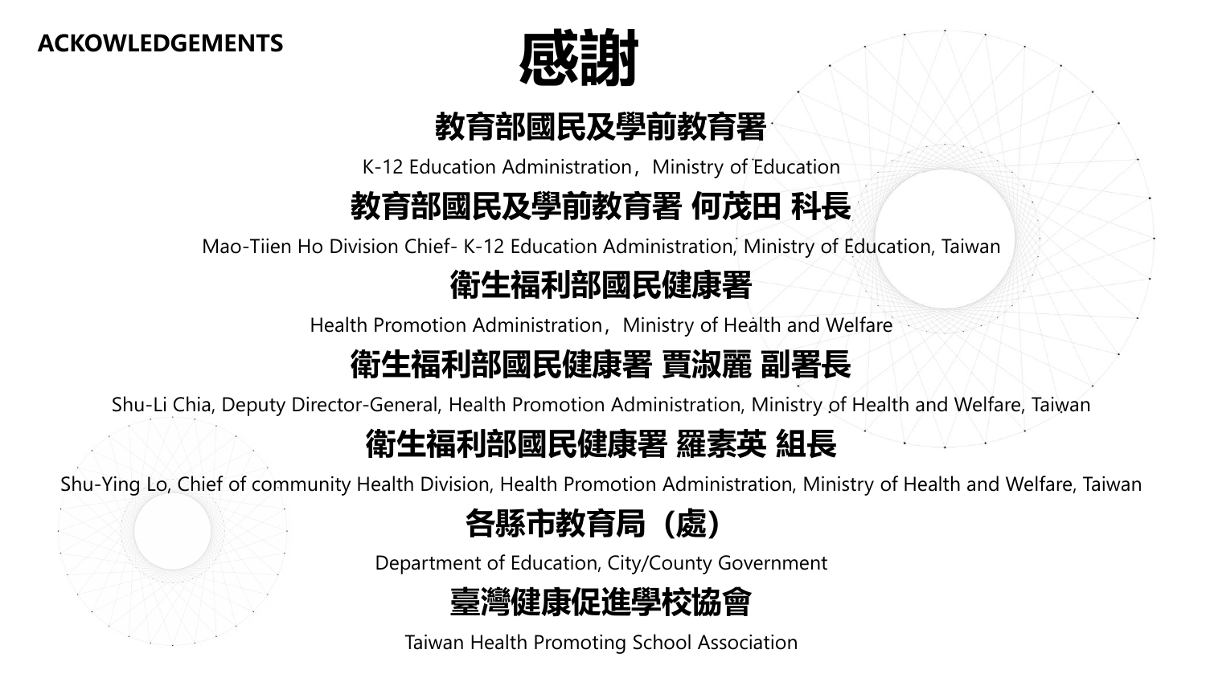**ACKOWLEDGEMENTS**

# 感謝

## 教育部國民及學前教育署

K-12 Education Administration，Ministry of Education

## 教育部國民及學前教育署 何茂田 科長

Mao-Tiien Ho Division Chief- K-12 Education Administration, Ministry of Education, Taiwan

## 衛生福利部國民健康署

Health Promotion Administration，Ministry of Health and Welfare

## 衛生福利部國民健康署 賈淑麗 副署長

Shu-Li Chia, Deputy Director-General, Health Promotion Administration, Ministry of Health and Welfare, Taiwan

## 衛生福利部國民健康署 羅素英 組長

Shu-Ying Lo, Chief of community Health Division, Health Promotion Administration, Ministry of Health and Welfare, Taiwan

## 各縣市教育局（處）

Department of Education, City/County Government

## 臺灣健康促進學校協會

Taiwan Health Promoting School Association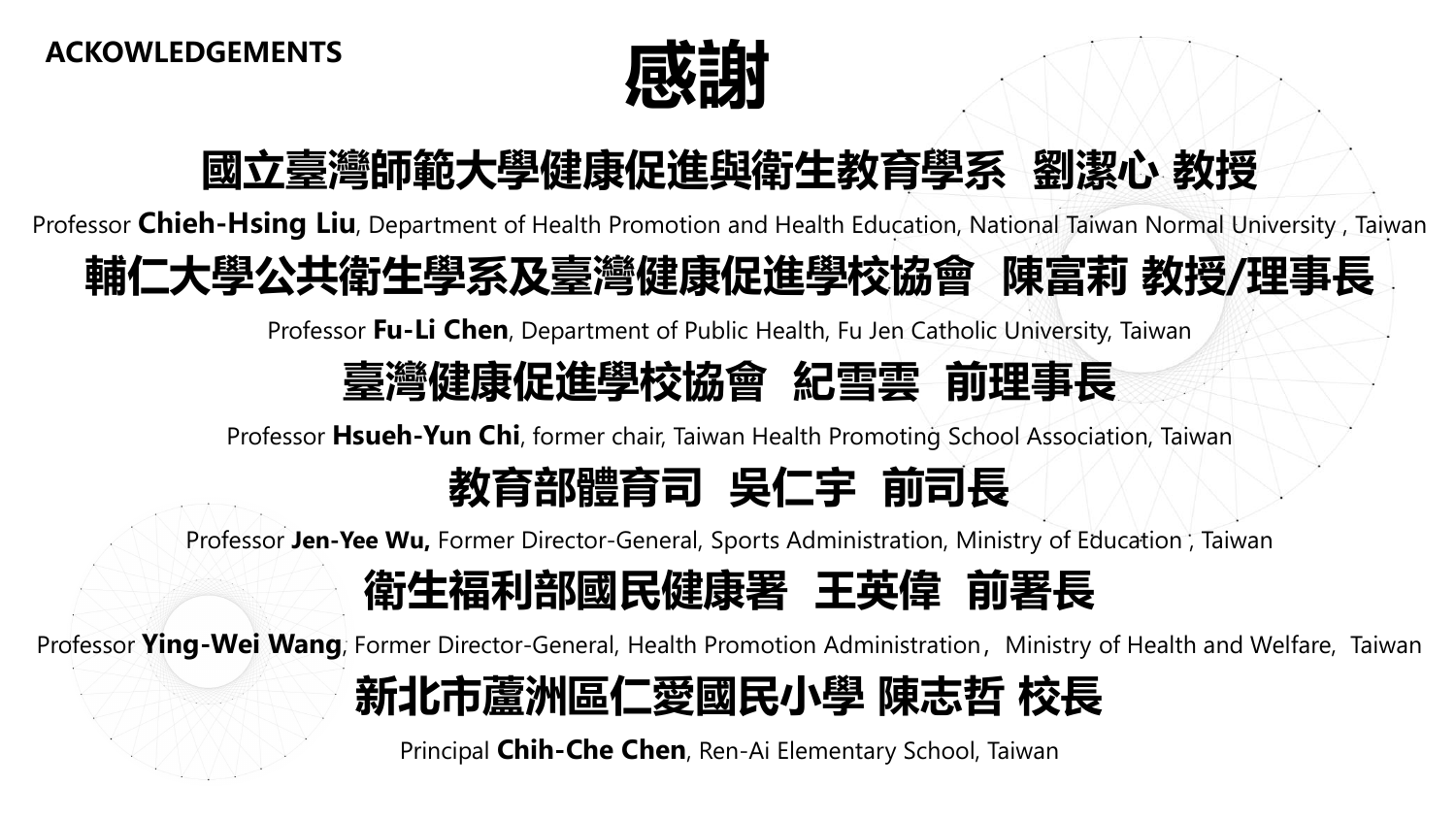**ACKOWLEDGEMENTS**

# 感謝

## 國立臺灣師範大學健康促進與衛生教育學系 劉潔心 教授

Professor **Chieh-Hsing Liu**, Department of Health Promotion and Health Education, National Taiwan Normal University , Taiwan

## 輔仁大學公共衛生學系及臺灣健康促進學校協會 陳富莉 教授/理事長

Professor **Fu-Li Chen**, Department of Public Health, Fu Jen Catholic University, Taiwan

## 臺灣健康促進學校協會 紀雪雲 前理事長

Professor **Hsueh-Yun Chi**, former chair, Taiwan Health Promoting School Association, Taiwan

## 教育部體育司 吳仁宇 前司長

Professor **Jen-Yee Wu,** Former Director-General, Sports Administration, Ministry of Education , Taiwan

## 衛生福利部國民健康署 王英偉 前署長

Professor **Ying-Wei Wang**, Former Director-General, Health Promotion Administration，Ministry of Health and Welfare, Taiwan

## 新北市蘆洲區仁愛國民小學 陳志哲 校長

Principal **Chih-Che Chen**, Ren-Ai Elementary School, Taiwan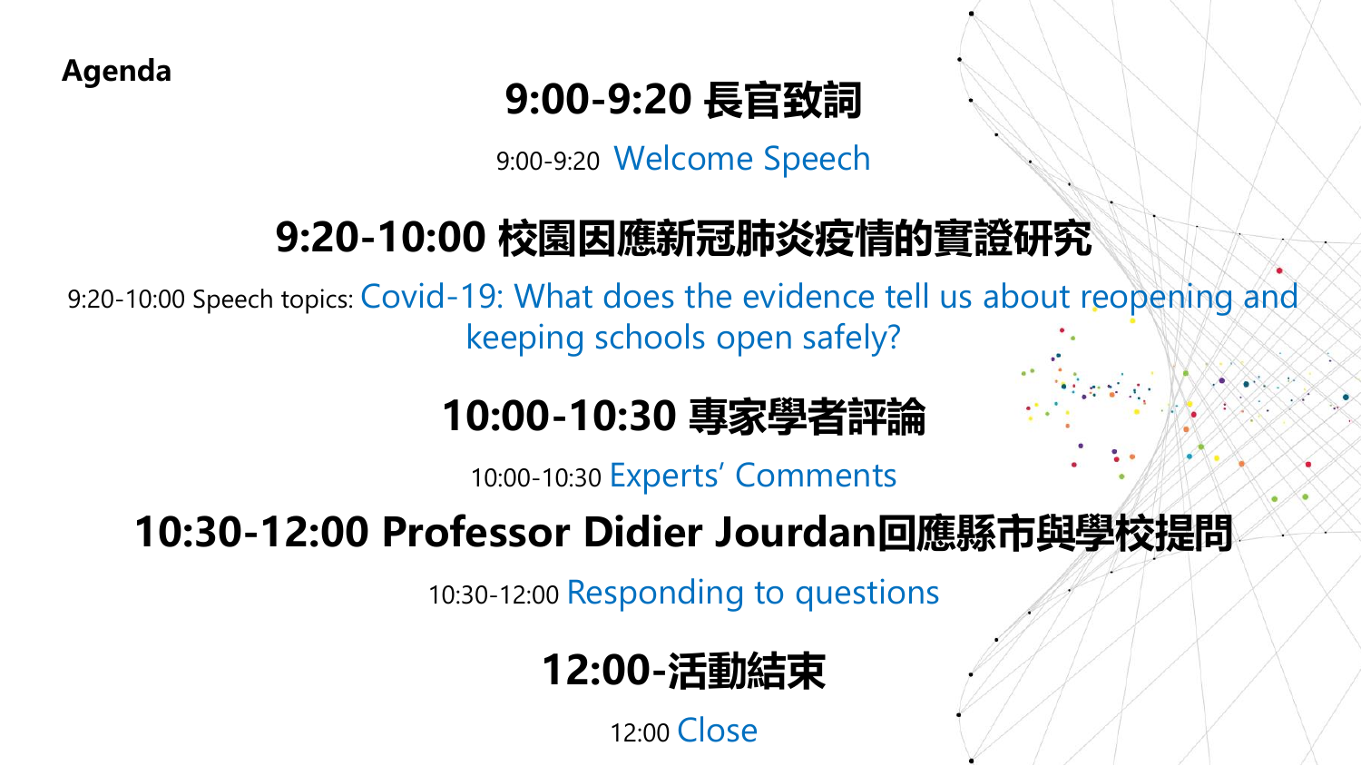**Agenda**

## 9:00-9:20 長官致詞

9:00-9:20 Welcome Speech

## 9:20-10:00 校園因應新冠肺炎疫情的實證研究

9:20-10:00 Speech topics: Covid-19: What does the evidence tell us about reopening and keeping schools open safely?

## 10:00-10:30 專家學者評論

10:00-10:30 Experts' Comments

## 10:30-12:00 Professor Didier Jourdan回應縣市與學校提問

10:30-12:00 Responding to questions

## 12:00-活動結束

12:00 Close